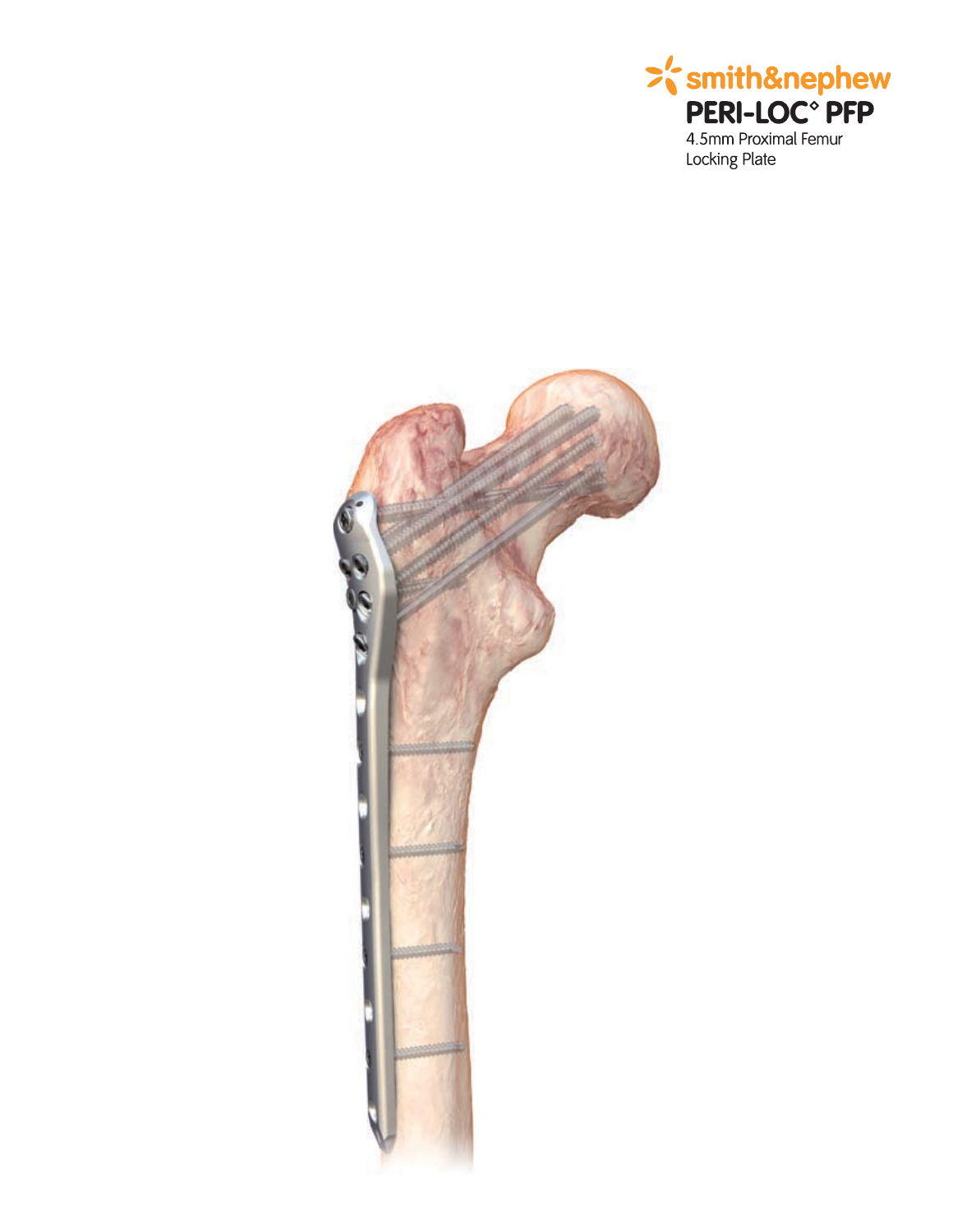smith&nephew

# PERI-LOC◊ PFP

4.5mm Proximal Femur Locking Plate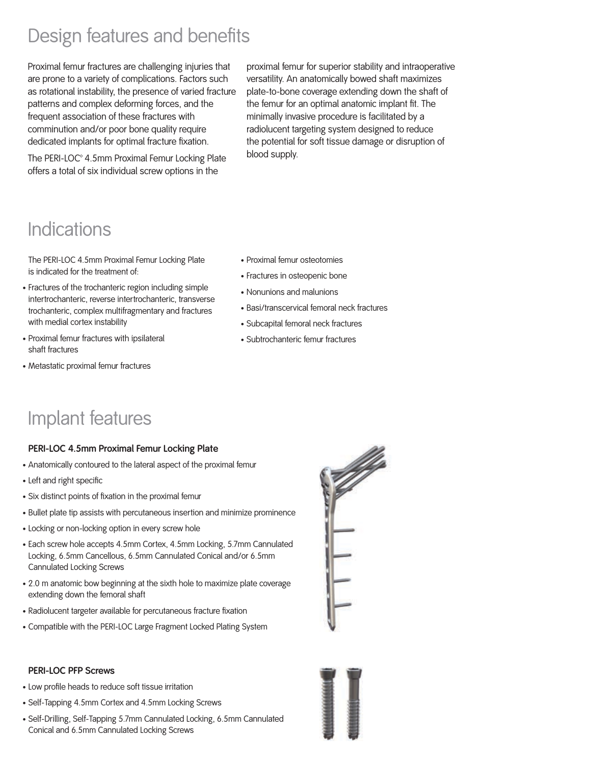# Design features and benefits

Proximal femur fractures are challenging injuries that are prone to a variety of complications. Factors such as rotational instability, the presence of varied fracture patterns and complex deforming forces, and the frequent association of these fractures with comminution and/or poor bone quality require dedicated implants for optimal fracture fixation.

The PERI-LOC◊ 4.5mm Proximal Femur Locking Plate offers a total of six individual screw options in the proximal femur for superior stability and intraoperative versatility. An anatomically bowed shaft maximizes plate-to-bone coverage extending down the shaft of the femur for an optimal anatomic implant fit. The minimally invasive procedure is facilitated by a radiolucent targeting system designed to reduce the potential for soft tissue damage or disruption of blood supply.

# Indications

The PERI-LOC 4.5mm Proximal Femur Locking Plate is indicated for the treatment of:

- Fractures of the trochanteric region including simple intertrochanteric, reverse intertrochanteric, transverse trochanteric, complex multifragmentary and fractures with medial cortex instability
- Proximal femur fractures with ipsilateral shaft fractures
- Metastatic proximal femur fractures
- Proximal femur osteotomies
- Fractures in osteopenic bone
- Nonunions and malunions
- Basi/transcervical femoral neck fractures
- Subcapital femoral neck fractures
- Subtrochanteric femur fractures

# Implant features

**PERI-LOC 4.5mm Proximal Femur Locking Plate**

- Anatomically contoured to the lateral aspect of the proximal femur
- Left and right specific
- Six distinct points of fixation in the proximal femur
- Bullet plate tip assists with percutaneous insertion and minimize prominence
- Locking or non-locking option in every screw hole
- Each screw hole accepts 4.5mm Cortex, 4.5mm Locking, 5.7mm Cannulated Locking, 6.5mm Cancellous, 6.5mm Cannulated Conical and/or 6.5mm Cannulated Locking Screws
- 2.0 m anatomic bow beginning at the sixth hole to maximize plate coverage extending down the femoral shaft
- Radiolucent targeter available for percutaneous fracture fixation
- Compatible with the PERI-LOC Large Fragment Locked Plating System

**PERI-LOC PFP Screws**

- Low profile heads to reduce soft tissue irritation
- Self-Tapping 4.5mm Cortex and 4.5mm Locking Screws
- Self-Drilling, Self-Tapping 5.7mm Cannulated Locking, 6.5mm Cannulated Conical and 6.5mm Cannulated Locking Screws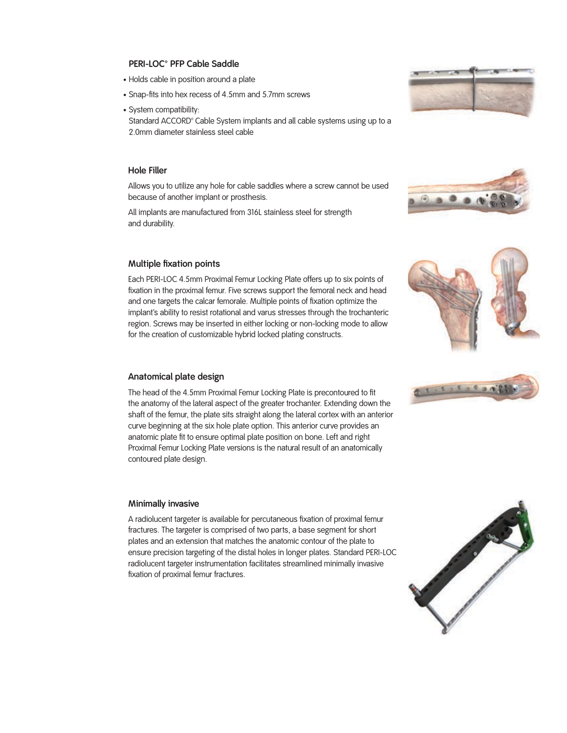### PERI-LOC° PFP Cable Saddle

- Holds cable in position around a plate
- Snap-fits into hex recess of 4.5mm and 5.7mm screws
- System compatibility:
  Standard ACCORD° Cable System implants and all cable systems using up to a 2.0mm diameter stainless steel cable

### Hole Filler

Allows you to utilize any hole for cable saddles where a screw cannot be used because of another implant or prosthesis.

All implants are manufactured from 316L stainless steel for strength and durability.

### Multiple fixation points

Each PERI-LOC 4.5mm Proximal Femur Locking Plate offers up to six points of fixation in the proximal femur. Five screws support the femoral neck and head and one targets the calcar femorale. Multiple points of fixation optimize the implant's ability to resist rotational and varus stresses through the trochanteric region. Screws may be inserted in either locking or non-locking mode to allow for the creation of customizable hybrid locked plating constructs.

### Anatomical plate design

The head of the 4.5mm Proximal Femur Locking Plate is precontoured to fit the anatomy of the lateral aspect of the greater trochanter. Extending down the shaft of the femur, the plate sits straight along the lateral cortex with an anterior curve beginning at the six hole plate option. This anterior curve provides an anatomic plate fit to ensure optimal plate position on bone. Left and right Proximal Femur Locking Plate versions is the natural result of an anatomically contoured plate design.

### Minimally invasive

A radiolucent targeter is available for percutaneous fixation of proximal femur fractures. The targeter is comprised of two parts, a base segment for short plates and an extension that matches the anatomic contour of the plate to ensure precision targeting of the distal holes in longer plates. Standard PERI-LOC radiolucent targeter instrumentation facilitates streamlined minimally invasive fixation of proximal femur fractures.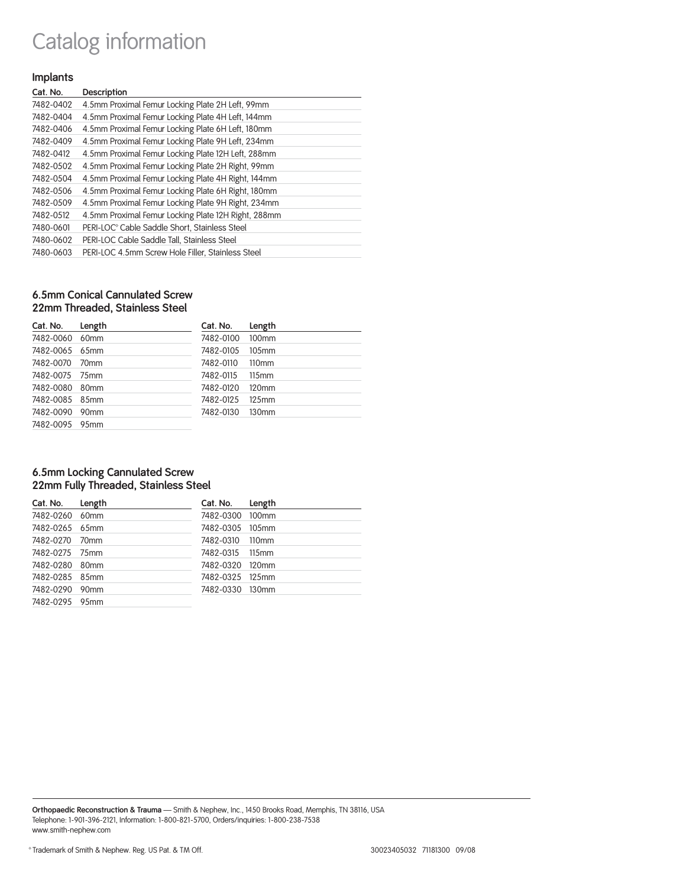# Catalog information

## Implants

| Cat. No. | Description |
|---|---|
| 7482-0402 | 4.5mm Proximal Femur Locking Plate 2H Left, 99mm |
| 7482-0404 | 4.5mm Proximal Femur Locking Plate 4H Left, 144mm |
| 7482-0406 | 4.5mm Proximal Femur Locking Plate 6H Left, 180mm |
| 7482-0409 | 4.5mm Proximal Femur Locking Plate 9H Left, 234mm |
| 7482-0412 | 4.5mm Proximal Femur Locking Plate 12H Left, 288mm |
| 7482-0502 | 4.5mm Proximal Femur Locking Plate 2H Right, 99mm |
| 7482-0504 | 4.5mm Proximal Femur Locking Plate 4H Right, 144mm |
| 7482-0506 | 4.5mm Proximal Femur Locking Plate 6H Right, 180mm |
| 7482-0509 | 4.5mm Proximal Femur Locking Plate 9H Right, 234mm |
| 7482-0512 | 4.5mm Proximal Femur Locking Plate 12H Right, 288mm |
| 7480-0601 | PERI-LOC° Cable Saddle Short, Stainless Steel |
| 7480-0602 | PERI-LOC Cable Saddle Tall, Stainless Steel |
| 7480-0603 | PERI-LOC 4.5mm Screw Hole Filler, Stainless Steel |

## 6.5mm Conical Cannulated Screw 22mm Threaded, Stainless Steel

| Cat. No. | Length |
|---|---|
| 7482-0060 | 60mm |
| 7482-0065 | 65mm |
| 7482-0070 | 70mm |
| 7482-0075 | 75mm |
| 7482-0080 | 80mm |
| 7482-0085 | 85mm |
| 7482-0090 | 90mm |
| 7482-0095 | 95mm |
| 7482-0100 | 100mm |
| 7482-0105 | 105mm |
| 7482-0110 | 110mm |
| 7482-0115 | 115mm |
| 7482-0120 | 120mm |
| 7482-0125 | 125mm |
| 7482-0130 | 130mm |

## 6.5mm Locking Cannulated Screw 22mm Fully Threaded, Stainless Steel

| Cat. No. | Length |
|---|---|
| 7482-0260 | 60mm |
| 7482-0265 | 65mm |
| 7482-0270 | 70mm |
| 7482-0275 | 75mm |
| 7482-0280 | 80mm |
| 7482-0285 | 85mm |
| 7482-0290 | 90mm |
| 7482-0295 | 95mm |
| 7482-0300 | 100mm |
| 7482-0305 | 105mm |
| 7482-0310 | 110mm |
| 7482-0315 | 115mm |
| 7482-0320 | 120mm |
| 7482-0325 | 125mm |
| 7482-0330 | 130mm |

**Orthopaedic Reconstruction & Trauma** — Smith & Nephew, Inc., 1450 Brooks Road, Memphis, TN 38116, USA
Telephone: 1-901-396-2121, Information: 1-800-821-5700, Orders/inquiries: 1-800-238-7538
www.smith-nephew.com

° Trademark of Smith & Nephew. Reg. US Pat. & TM Off.

30023405032 71181300 09/08